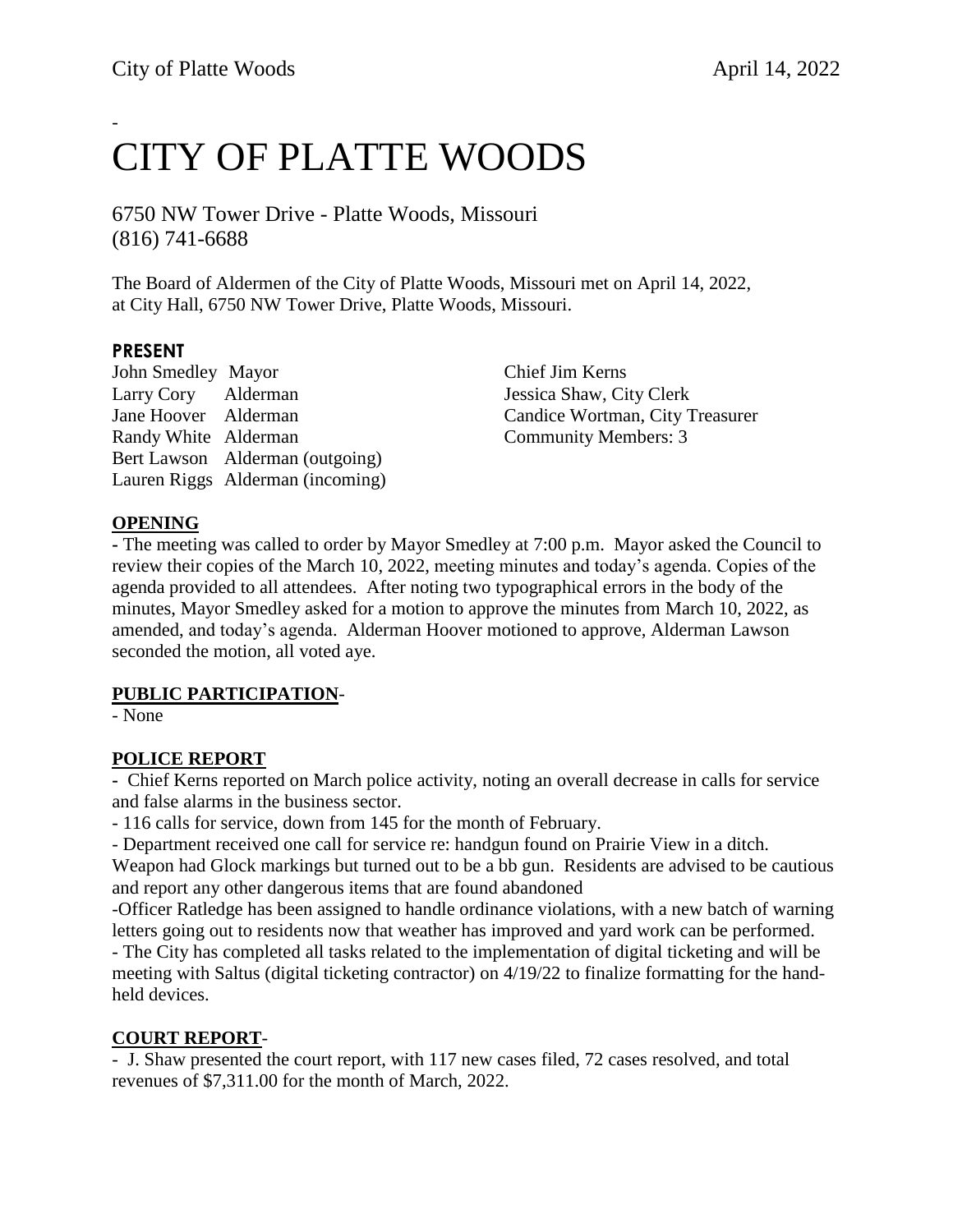-

# CITY OF PLATTE WOODS

6750 NW Tower Drive - Platte Woods, Missouri
(816) 741-6688

The Board of Aldermen of the City of Platte Woods, Missouri met on April 14, 2022, at City Hall, 6750 NW Tower Drive, Platte Woods, Missouri.

## PRESENT

John Smedley Mayor
Larry Cory Alderman
Jane Hoover Alderman
Randy White Alderman
Bert Lawson Alderman (outgoing)
Lauren Riggs Alderman (incoming)

Chief Jim Kerns
Jessica Shaw, City Clerk
Candice Wortman, City Treasurer
Community Members: 3

## OPENING

- The meeting was called to order by Mayor Smedley at 7:00 p.m. Mayor asked the Council to review their copies of the March 10, 2022, meeting minutes and today's agenda. Copies of the agenda provided to all attendees. After noting two typographical errors in the body of the minutes, Mayor Smedley asked for a motion to approve the minutes from March 10, 2022, as amended, and today's agenda. Alderman Hoover motioned to approve, Alderman Lawson seconded the motion, all voted aye.

## PUBLIC PARTICIPATION-

- None

## POLICE REPORT

- Chief Kerns reported on March police activity, noting an overall decrease in calls for service and false alarms in the business sector.
- 116 calls for service, down from 145 for the month of February.
- Department received one call for service re: handgun found on Prairie View in a ditch. Weapon had Glock markings but turned out to be a bb gun. Residents are advised to be cautious and report any other dangerous items that are found abandoned
- Officer Ratledge has been assigned to handle ordinance violations, with a new batch of warning letters going out to residents now that weather has improved and yard work can be performed.
- The City has completed all tasks related to the implementation of digital ticketing and will be meeting with Saltus (digital ticketing contractor) on 4/19/22 to finalize formatting for the hand-held devices.

## COURT REPORT-

- J. Shaw presented the court report, with 117 new cases filed, 72 cases resolved, and total revenues of $7,311.00 for the month of March, 2022.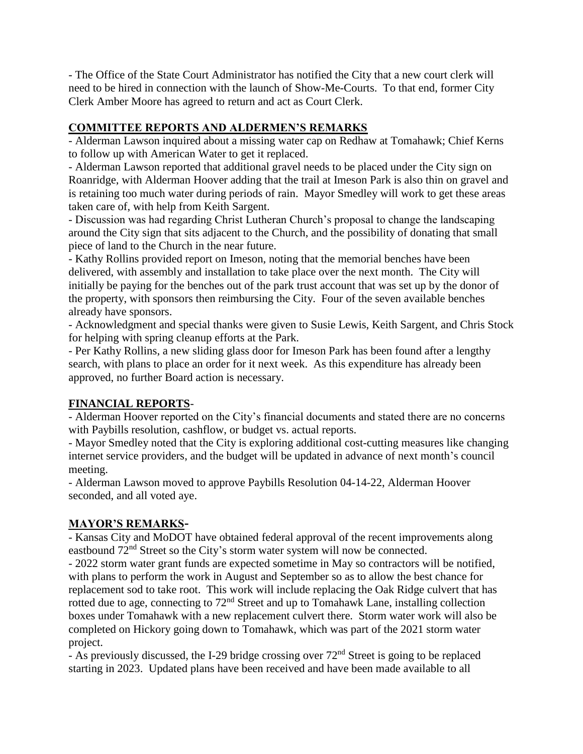- The Office of the State Court Administrator has notified the City that a new court clerk will need to be hired in connection with the launch of Show-Me-Courts. To that end, former City Clerk Amber Moore has agreed to return and act as Court Clerk.

## COMMITTEE REPORTS AND ALDERMEN'S REMARKS

- Alderman Lawson inquired about a missing water cap on Redhaw at Tomahawk; Chief Kerns to follow up with American Water to get it replaced.
- Alderman Lawson reported that additional gravel needs to be placed under the City sign on Roanridge, with Alderman Hoover adding that the trail at Imeson Park is also thin on gravel and is retaining too much water during periods of rain. Mayor Smedley will work to get these areas taken care of, with help from Keith Sargent.
- Discussion was had regarding Christ Lutheran Church's proposal to change the landscaping around the City sign that sits adjacent to the Church, and the possibility of donating that small piece of land to the Church in the near future.
- Kathy Rollins provided report on Imeson, noting that the memorial benches have been delivered, with assembly and installation to take place over the next month. The City will initially be paying for the benches out of the park trust account that was set up by the donor of the property, with sponsors then reimbursing the City. Four of the seven available benches already have sponsors.
- Acknowledgment and special thanks were given to Susie Lewis, Keith Sargent, and Chris Stock for helping with spring cleanup efforts at the Park.
- Per Kathy Rollins, a new sliding glass door for Imeson Park has been found after a lengthy search, with plans to place an order for it next week. As this expenditure has already been approved, no further Board action is necessary.

## FINANCIAL REPORTS-

- Alderman Hoover reported on the City's financial documents and stated there are no concerns with Paybills resolution, cashflow, or budget vs. actual reports.
- Mayor Smedley noted that the City is exploring additional cost-cutting measures like changing internet service providers, and the budget will be updated in advance of next month's council meeting.
- Alderman Lawson moved to approve Paybills Resolution 04-14-22, Alderman Hoover seconded, and all voted aye.

## MAYOR'S REMARKS-

- Kansas City and MoDOT have obtained federal approval of the recent improvements along eastbound 72nd Street so the City's storm water system will now be connected.
- 2022 storm water grant funds are expected sometime in May so contractors will be notified, with plans to perform the work in August and September so as to allow the best chance for replacement sod to take root. This work will include replacing the Oak Ridge culvert that has rotted due to age, connecting to 72nd Street and up to Tomahawk Lane, installing collection boxes under Tomahawk with a new replacement culvert there. Storm water work will also be completed on Hickory going down to Tomahawk, which was part of the 2021 storm water project.
- As previously discussed, the I-29 bridge crossing over 72nd Street is going to be replaced starting in 2023. Updated plans have been received and have been made available to all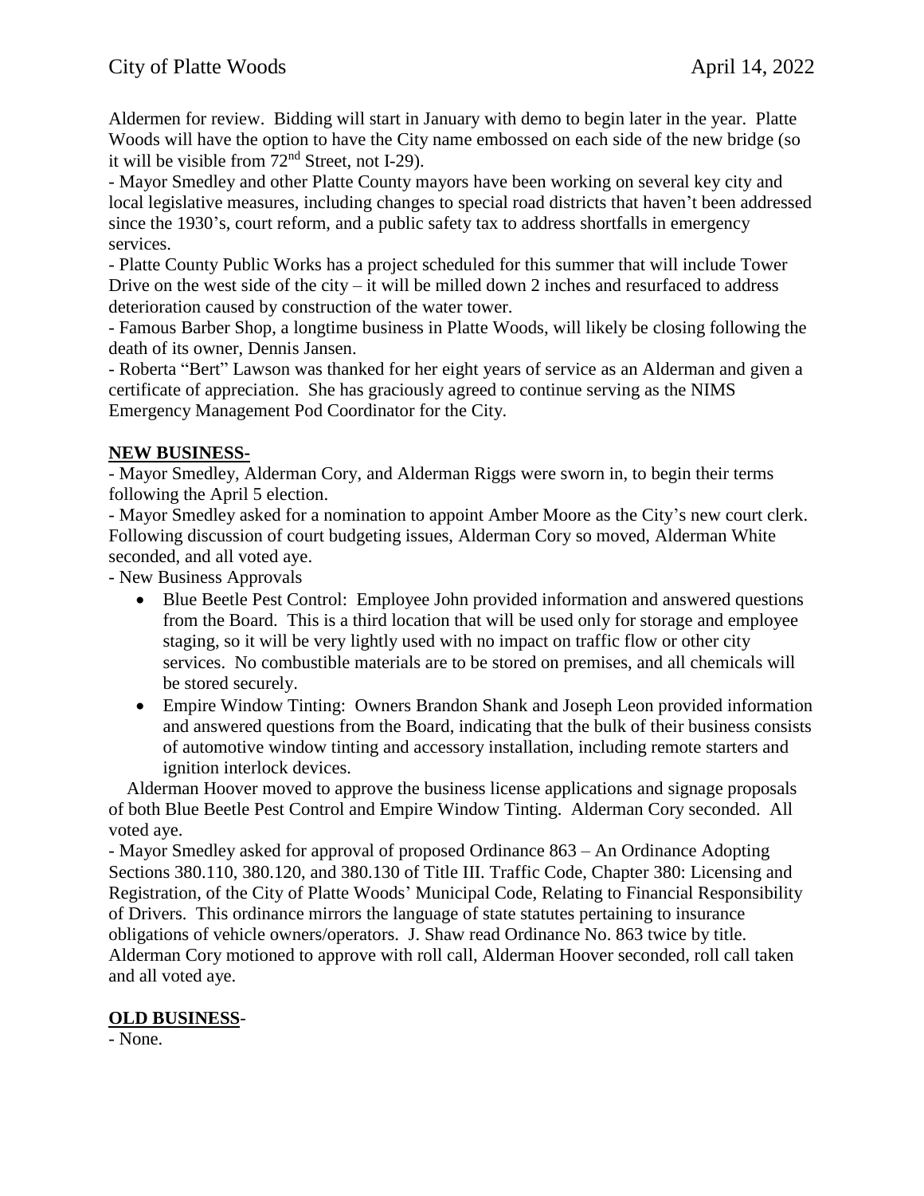Aldermen for review. Bidding will start in January with demo to begin later in the year. Platte Woods will have the option to have the City name embossed on each side of the new bridge (so it will be visible from 72nd Street, not I-29).

- Mayor Smedley and other Platte County mayors have been working on several key city and local legislative measures, including changes to special road districts that haven't been addressed since the 1930's, court reform, and a public safety tax to address shortfalls in emergency services.
- Platte County Public Works has a project scheduled for this summer that will include Tower Drive on the west side of the city – it will be milled down 2 inches and resurfaced to address deterioration caused by construction of the water tower.
- Famous Barber Shop, a longtime business in Platte Woods, will likely be closing following the death of its owner, Dennis Jansen.
- Roberta "Bert" Lawson was thanked for her eight years of service as an Alderman and given a certificate of appreciation. She has graciously agreed to continue serving as the NIMS Emergency Management Pod Coordinator for the City.

**NEW BUSINESS-**

- Mayor Smedley, Alderman Cory, and Alderman Riggs were sworn in, to begin their terms following the April 5 election.
- Mayor Smedley asked for a nomination to appoint Amber Moore as the City's new court clerk. Following discussion of court budgeting issues, Alderman Cory so moved, Alderman White seconded, and all voted aye.
- New Business Approvals
  - Blue Beetle Pest Control: Employee John provided information and answered questions from the Board. This is a third location that will be used only for storage and employee staging, so it will be very lightly used with no impact on traffic flow or other city services. No combustible materials are to be stored on premises, and all chemicals will be stored securely.
  - Empire Window Tinting: Owners Brandon Shank and Joseph Leon provided information and answered questions from the Board, indicating that the bulk of their business consists of automotive window tinting and accessory installation, including remote starters and ignition interlock devices.

Alderman Hoover moved to approve the business license applications and signage proposals of both Blue Beetle Pest Control and Empire Window Tinting. Alderman Cory seconded. All voted aye.

- Mayor Smedley asked for approval of proposed Ordinance 863 – An Ordinance Adopting Sections 380.110, 380.120, and 380.130 of Title III. Traffic Code, Chapter 380: Licensing and Registration, of the City of Platte Woods' Municipal Code, Relating to Financial Responsibility of Drivers. This ordinance mirrors the language of state statutes pertaining to insurance obligations of vehicle owners/operators. J. Shaw read Ordinance No. 863 twice by title. Alderman Cory motioned to approve with roll call, Alderman Hoover seconded, roll call taken and all voted aye.

**OLD BUSINESS-**

- None.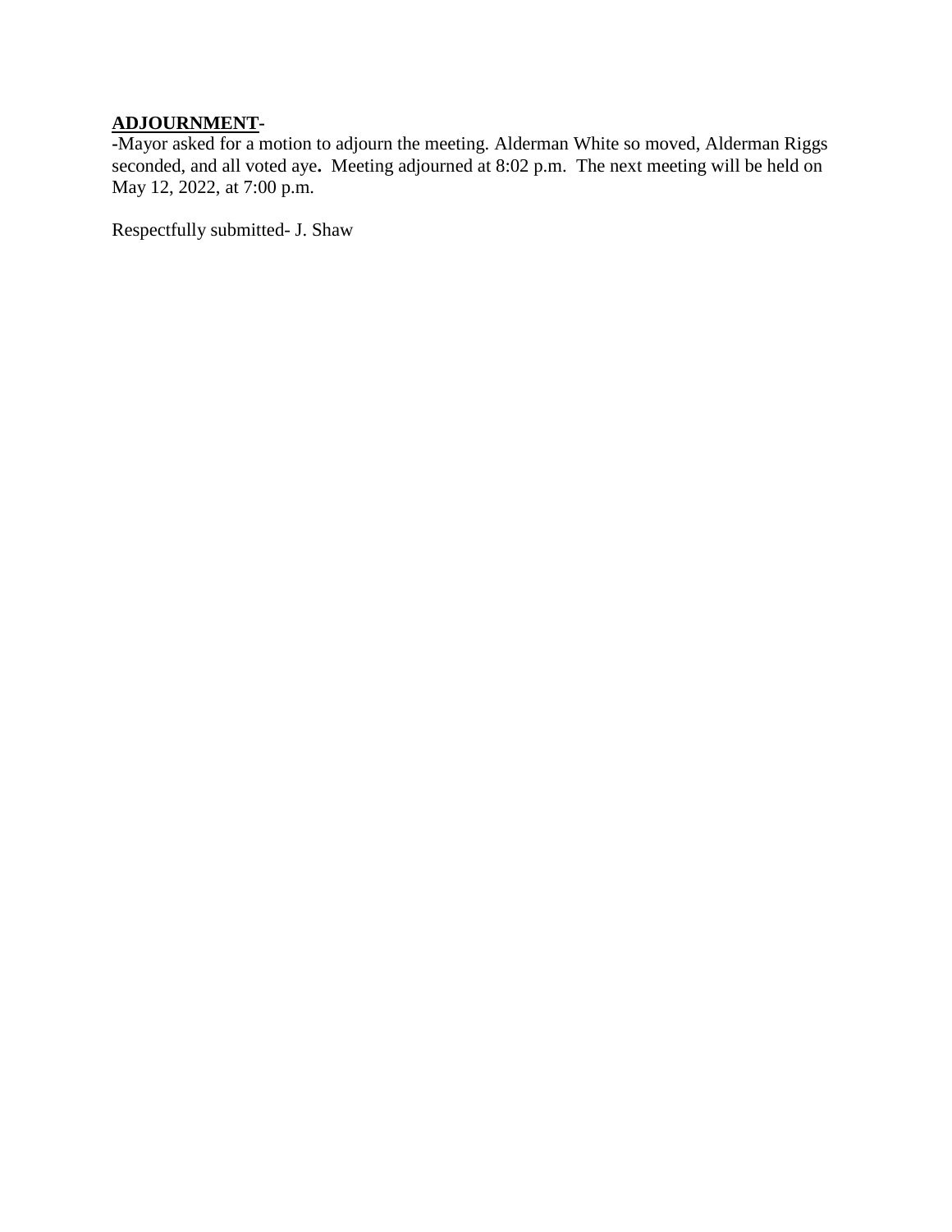**ADJOURNMENT-**

-Mayor asked for a motion to adjourn the meeting. Alderman White so moved, Alderman Riggs seconded, and all voted aye**.** Meeting adjourned at 8:02 p.m. The next meeting will be held on May 12, 2022, at 7:00 p.m.

Respectfully submitted- J. Shaw